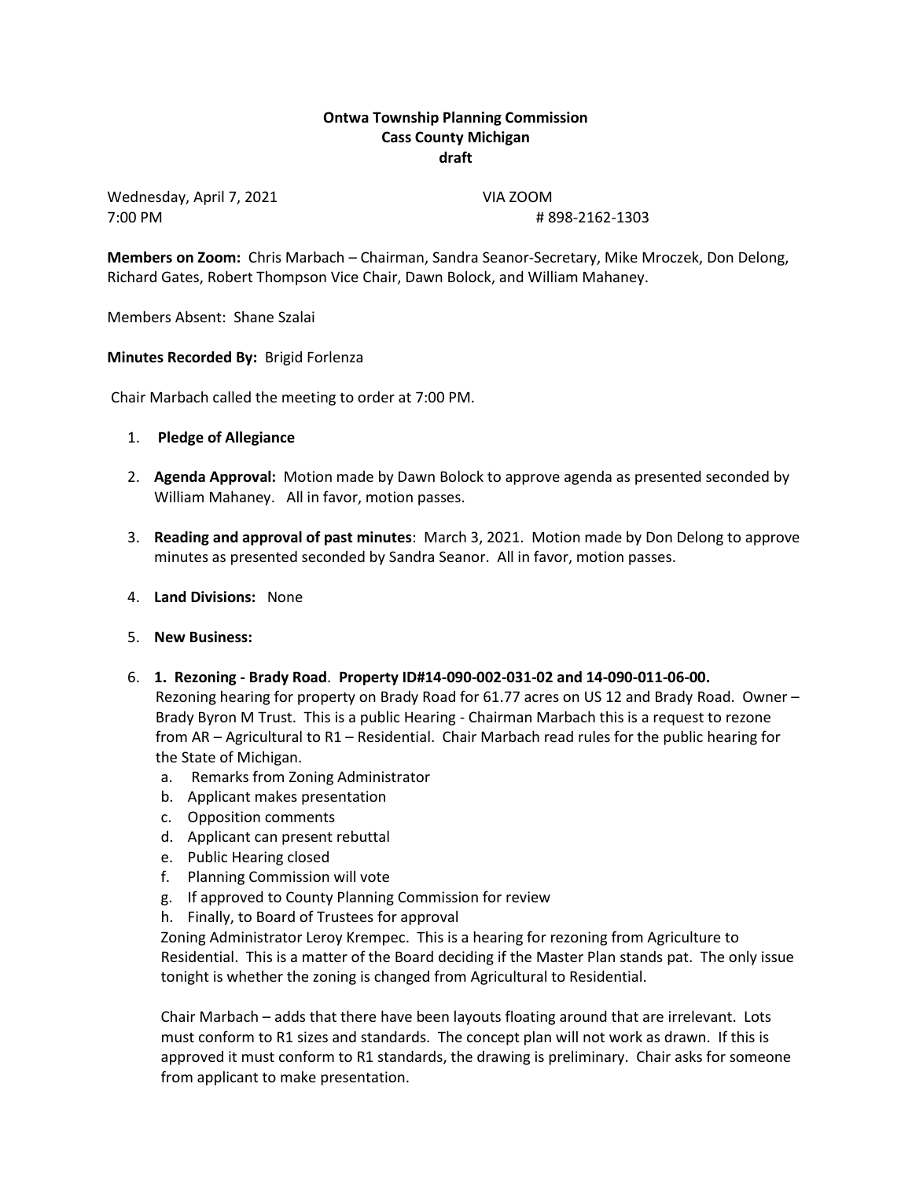**Ontwa Township Planning Commission**
**Cass County Michigan**
**draft**

Wednesday, April 7, 2021 VIA ZOOM
7:00 PM # 898-2162-1303

**Members on Zoom:** Chris Marbach – Chairman, Sandra Seanor-Secretary, Mike Mroczek, Don Delong, Richard Gates, Robert Thompson Vice Chair, Dawn Bolock, and William Mahaney.

Members Absent: Shane Szalai

**Minutes Recorded By:** Brigid Forlenza

Chair Marbach called the meeting to order at 7:00 PM.

1. **Pledge of Allegiance**

2. **Agenda Approval:** Motion made by Dawn Bolock to approve agenda as presented seconded by William Mahaney. All in favor, motion passes.

3. **Reading and approval of past minutes**: March 3, 2021. Motion made by Don Delong to approve minutes as presented seconded by Sandra Seanor. All in favor, motion passes.

4. **Land Divisions:** None

5. **New Business:**

6. **1. Rezoning - Brady Road**. **Property ID#14-090-002-031-02 and 14-090-011-06-00.**
   Rezoning hearing for property on Brady Road for 61.77 acres on US 12 and Brady Road. Owner – Brady Byron M Trust. This is a public Hearing - Chairman Marbach this is a request to rezone from AR – Agricultural to R1 – Residential. Chair Marbach read rules for the public hearing for the State of Michigan.
   a. Remarks from Zoning Administrator
   b. Applicant makes presentation
   c. Opposition comments
   d. Applicant can present rebuttal
   e. Public Hearing closed
   f. Planning Commission will vote
   g. If approved to County Planning Commission for review
   h. Finally, to Board of Trustees for approval

   Zoning Administrator Leroy Krempec. This is a hearing for rezoning from Agriculture to Residential. This is a matter of the Board deciding if the Master Plan stands pat. The only issue tonight is whether the zoning is changed from Agricultural to Residential.

   Chair Marbach – adds that there have been layouts floating around that are irrelevant. Lots must conform to R1 sizes and standards. The concept plan will not work as drawn. If this is approved it must conform to R1 standards, the drawing is preliminary. Chair asks for someone from applicant to make presentation.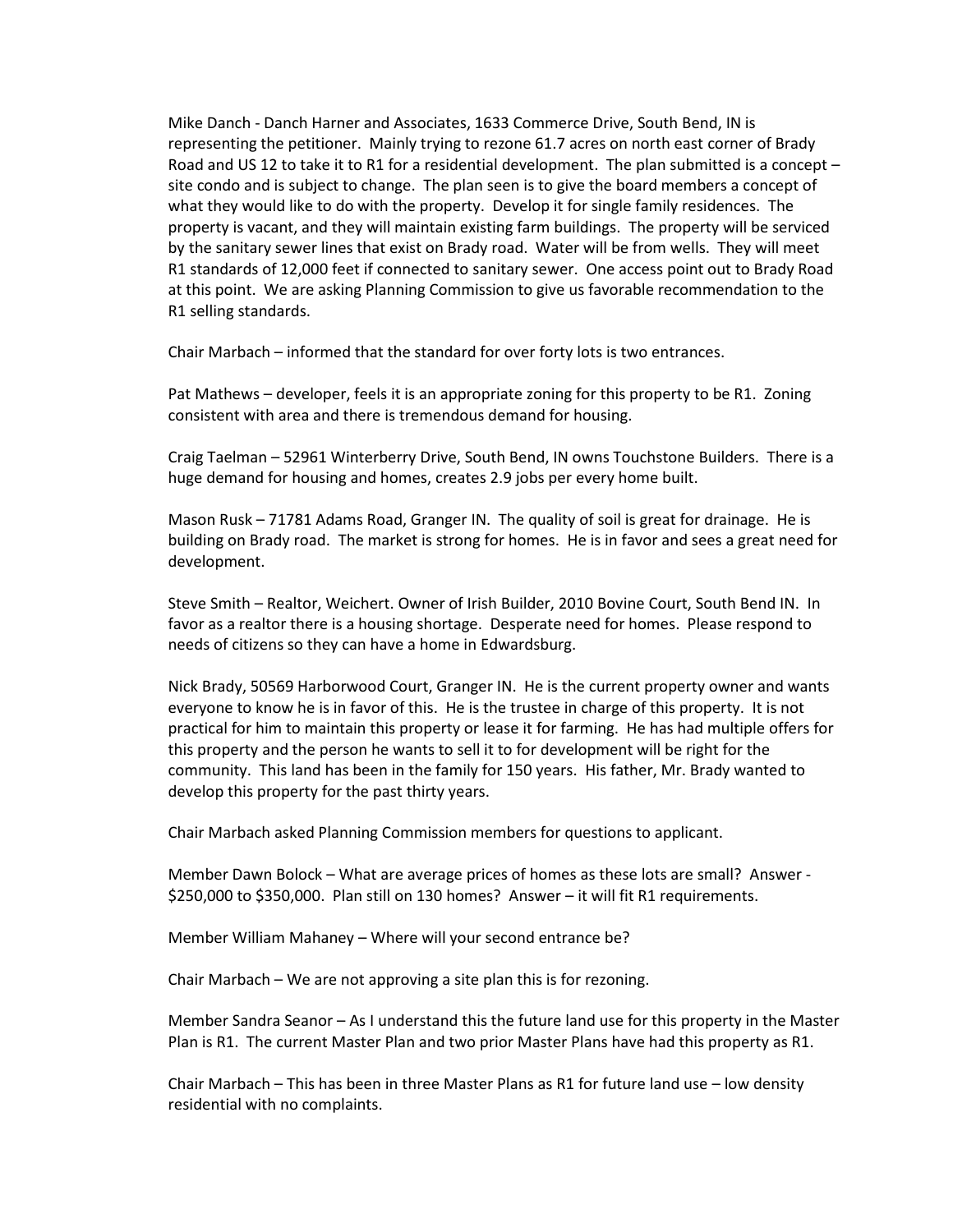Mike Danch - Danch Harner and Associates, 1633 Commerce Drive, South Bend, IN is representing the petitioner. Mainly trying to rezone 61.7 acres on north east corner of Brady Road and US 12 to take it to R1 for a residential development. The plan submitted is a concept – site condo and is subject to change. The plan seen is to give the board members a concept of what they would like to do with the property. Develop it for single family residences. The property is vacant, and they will maintain existing farm buildings. The property will be serviced by the sanitary sewer lines that exist on Brady road. Water will be from wells. They will meet R1 standards of 12,000 feet if connected to sanitary sewer. One access point out to Brady Road at this point. We are asking Planning Commission to give us favorable recommendation to the R1 selling standards.

Chair Marbach – informed that the standard for over forty lots is two entrances.

Pat Mathews – developer, feels it is an appropriate zoning for this property to be R1. Zoning consistent with area and there is tremendous demand for housing.

Craig Taelman – 52961 Winterberry Drive, South Bend, IN owns Touchstone Builders. There is a huge demand for housing and homes, creates 2.9 jobs per every home built.

Mason Rusk – 71781 Adams Road, Granger IN. The quality of soil is great for drainage. He is building on Brady road. The market is strong for homes. He is in favor and sees a great need for development.

Steve Smith – Realtor, Weichert. Owner of Irish Builder, 2010 Bovine Court, South Bend IN. In favor as a realtor there is a housing shortage. Desperate need for homes. Please respond to needs of citizens so they can have a home in Edwardsburg.

Nick Brady, 50569 Harborwood Court, Granger IN. He is the current property owner and wants everyone to know he is in favor of this. He is the trustee in charge of this property. It is not practical for him to maintain this property or lease it for farming. He has had multiple offers for this property and the person he wants to sell it to for development will be right for the community. This land has been in the family for 150 years. His father, Mr. Brady wanted to develop this property for the past thirty years.

Chair Marbach asked Planning Commission members for questions to applicant.

Member Dawn Bolock – What are average prices of homes as these lots are small? Answer - $250,000 to $350,000. Plan still on 130 homes? Answer – it will fit R1 requirements.

Member William Mahaney – Where will your second entrance be?

Chair Marbach – We are not approving a site plan this is for rezoning.

Member Sandra Seanor – As I understand this the future land use for this property in the Master Plan is R1. The current Master Plan and two prior Master Plans have had this property as R1.

Chair Marbach – This has been in three Master Plans as R1 for future land use – low density residential with no complaints.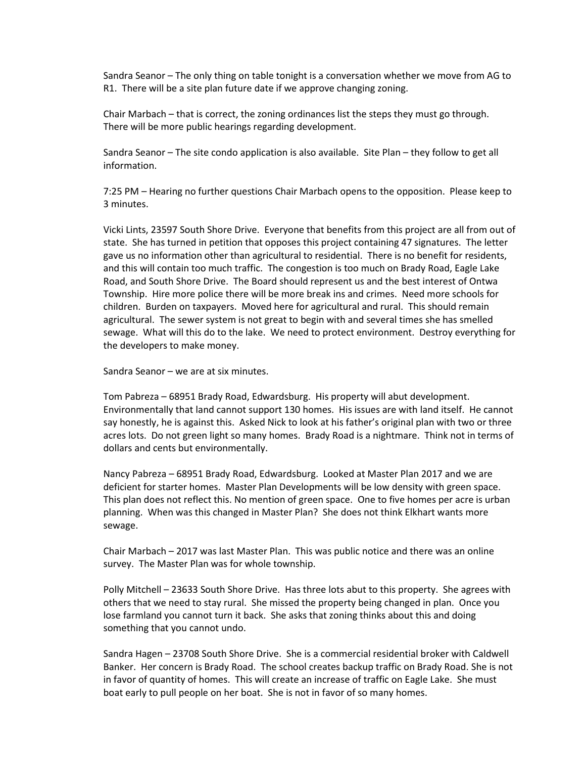Sandra Seanor – The only thing on table tonight is a conversation whether we move from AG to R1. There will be a site plan future date if we approve changing zoning.

Chair Marbach – that is correct, the zoning ordinances list the steps they must go through. There will be more public hearings regarding development.

Sandra Seanor – The site condo application is also available. Site Plan – they follow to get all information.

7:25 PM – Hearing no further questions Chair Marbach opens to the opposition. Please keep to 3 minutes.

Vicki Lints, 23597 South Shore Drive. Everyone that benefits from this project are all from out of state. She has turned in petition that opposes this project containing 47 signatures. The letter gave us no information other than agricultural to residential. There is no benefit for residents, and this will contain too much traffic. The congestion is too much on Brady Road, Eagle Lake Road, and South Shore Drive. The Board should represent us and the best interest of Ontwa Township. Hire more police there will be more break ins and crimes. Need more schools for children. Burden on taxpayers. Moved here for agricultural and rural. This should remain agricultural. The sewer system is not great to begin with and several times she has smelled sewage. What will this do to the lake. We need to protect environment. Destroy everything for the developers to make money.

Sandra Seanor – we are at six minutes.

Tom Pabreza – 68951 Brady Road, Edwardsburg. His property will abut development. Environmentally that land cannot support 130 homes. His issues are with land itself. He cannot say honestly, he is against this. Asked Nick to look at his father's original plan with two or three acres lots. Do not green light so many homes. Brady Road is a nightmare. Think not in terms of dollars and cents but environmentally.

Nancy Pabreza – 68951 Brady Road, Edwardsburg. Looked at Master Plan 2017 and we are deficient for starter homes. Master Plan Developments will be low density with green space. This plan does not reflect this. No mention of green space. One to five homes per acre is urban planning. When was this changed in Master Plan? She does not think Elkhart wants more sewage.

Chair Marbach – 2017 was last Master Plan. This was public notice and there was an online survey. The Master Plan was for whole township.

Polly Mitchell – 23633 South Shore Drive. Has three lots abut to this property. She agrees with others that we need to stay rural. She missed the property being changed in plan. Once you lose farmland you cannot turn it back. She asks that zoning thinks about this and doing something that you cannot undo.

Sandra Hagen – 23708 South Shore Drive. She is a commercial residential broker with Caldwell Banker. Her concern is Brady Road. The school creates backup traffic on Brady Road. She is not in favor of quantity of homes. This will create an increase of traffic on Eagle Lake. She must boat early to pull people on her boat. She is not in favor of so many homes.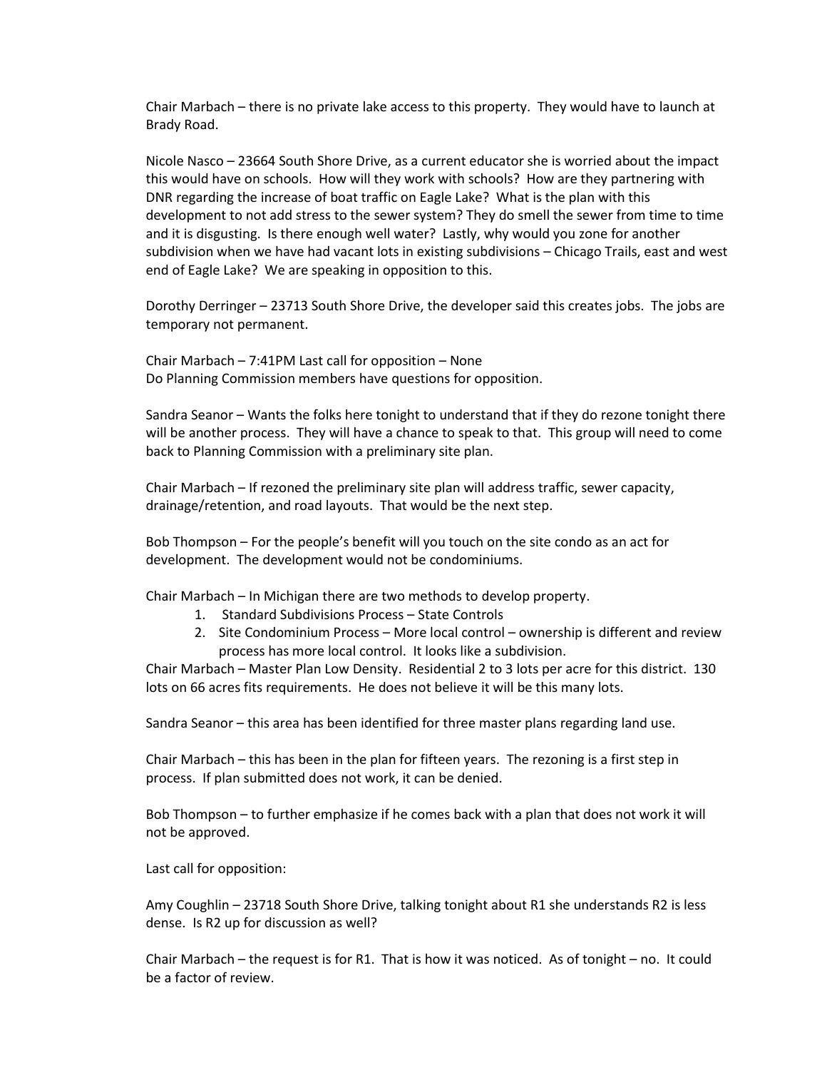Chair Marbach – there is no private lake access to this property. They would have to launch at Brady Road.

Nicole Nasco – 23664 South Shore Drive, as a current educator she is worried about the impact this would have on schools. How will they work with schools? How are they partnering with DNR regarding the increase of boat traffic on Eagle Lake? What is the plan with this development to not add stress to the sewer system? They do smell the sewer from time to time and it is disgusting. Is there enough well water? Lastly, why would you zone for another subdivision when we have had vacant lots in existing subdivisions – Chicago Trails, east and west end of Eagle Lake? We are speaking in opposition to this.

Dorothy Derringer – 23713 South Shore Drive, the developer said this creates jobs. The jobs are temporary not permanent.

Chair Marbach – 7:41PM Last call for opposition – None
Do Planning Commission members have questions for opposition.

Sandra Seanor – Wants the folks here tonight to understand that if they do rezone tonight there will be another process. They will have a chance to speak to that. This group will need to come back to Planning Commission with a preliminary site plan.

Chair Marbach – If rezoned the preliminary site plan will address traffic, sewer capacity, drainage/retention, and road layouts. That would be the next step.

Bob Thompson – For the people's benefit will you touch on the site condo as an act for development. The development would not be condominiums.

Chair Marbach – In Michigan there are two methods to develop property.

1. Standard Subdivisions Process – State Controls
2. Site Condominium Process – More local control – ownership is different and review process has more local control. It looks like a subdivision.

Chair Marbach – Master Plan Low Density. Residential 2 to 3 lots per acre for this district. 130 lots on 66 acres fits requirements. He does not believe it will be this many lots.

Sandra Seanor – this area has been identified for three master plans regarding land use.

Chair Marbach – this has been in the plan for fifteen years. The rezoning is a first step in process. If plan submitted does not work, it can be denied.

Bob Thompson – to further emphasize if he comes back with a plan that does not work it will not be approved.

Last call for opposition:

Amy Coughlin – 23718 South Shore Drive, talking tonight about R1 she understands R2 is less dense. Is R2 up for discussion as well?

Chair Marbach – the request is for R1. That is how it was noticed. As of tonight – no. It could be a factor of review.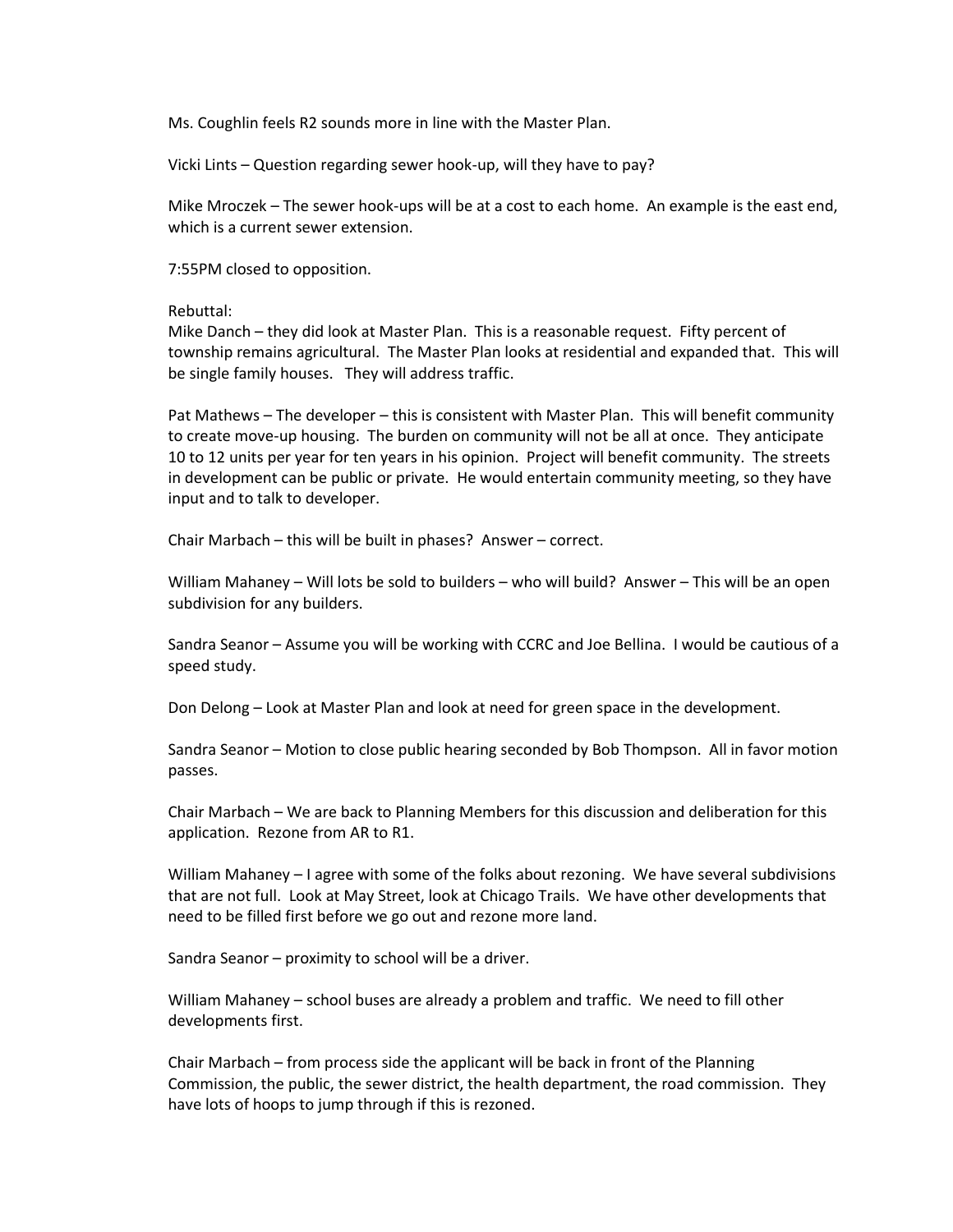Ms. Coughlin feels R2 sounds more in line with the Master Plan.

Vicki Lints – Question regarding sewer hook-up, will they have to pay?

Mike Mroczek – The sewer hook-ups will be at a cost to each home. An example is the east end, which is a current sewer extension.

7:55PM closed to opposition.

Rebuttal:
Mike Danch – they did look at Master Plan. This is a reasonable request. Fifty percent of township remains agricultural. The Master Plan looks at residential and expanded that. This will be single family houses. They will address traffic.

Pat Mathews – The developer – this is consistent with Master Plan. This will benefit community to create move-up housing. The burden on community will not be all at once. They anticipate 10 to 12 units per year for ten years in his opinion. Project will benefit community. The streets in development can be public or private. He would entertain community meeting, so they have input and to talk to developer.

Chair Marbach – this will be built in phases? Answer – correct.

William Mahaney – Will lots be sold to builders – who will build? Answer – This will be an open subdivision for any builders.

Sandra Seanor – Assume you will be working with CCRC and Joe Bellina. I would be cautious of a speed study.

Don Delong – Look at Master Plan and look at need for green space in the development.

Sandra Seanor – Motion to close public hearing seconded by Bob Thompson. All in favor motion passes.

Chair Marbach – We are back to Planning Members for this discussion and deliberation for this application. Rezone from AR to R1.

William Mahaney – I agree with some of the folks about rezoning. We have several subdivisions that are not full. Look at May Street, look at Chicago Trails. We have other developments that need to be filled first before we go out and rezone more land.

Sandra Seanor – proximity to school will be a driver.

William Mahaney – school buses are already a problem and traffic. We need to fill other developments first.

Chair Marbach – from process side the applicant will be back in front of the Planning Commission, the public, the sewer district, the health department, the road commission. They have lots of hoops to jump through if this is rezoned.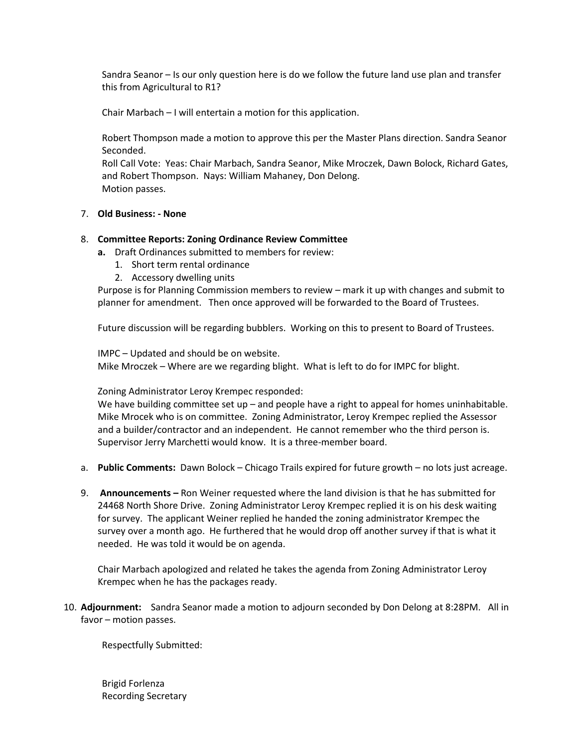Sandra Seanor – Is our only question here is do we follow the future land use plan and transfer this from Agricultural to R1?

Chair Marbach – I will entertain a motion for this application.

Robert Thompson made a motion to approve this per the Master Plans direction. Sandra Seanor Seconded.
Roll Call Vote: Yeas: Chair Marbach, Sandra Seanor, Mike Mroczek, Dawn Bolock, Richard Gates, and Robert Thompson. Nays: William Mahaney, Don Delong.
Motion passes.

7. **Old Business: - None**

8. **Committee Reports: Zoning Ordinance Review Committee**
   **a.** Draft Ordinances submitted to members for review:
      1. Short term rental ordinance
      2. Accessory dwelling units

   Purpose is for Planning Commission members to review – mark it up with changes and submit to planner for amendment. Then once approved will be forwarded to the Board of Trustees.

   Future discussion will be regarding bubblers. Working on this to present to Board of Trustees.

   IMPC – Updated and should be on website.
   Mike Mroczek – Where are we regarding blight. What is left to do for IMPC for blight.

   Zoning Administrator Leroy Krempec responded:
   We have building committee set up – and people have a right to appeal for homes uninhabitable. Mike Mrocek who is on committee. Zoning Administrator, Leroy Krempec replied the Assessor and a builder/contractor and an independent. He cannot remember who the third person is. Supervisor Jerry Marchetti would know. It is a three-member board.

a. **Public Comments:** Dawn Bolock – Chicago Trails expired for future growth – no lots just acreage.

9. **Announcements –** Ron Weiner requested where the land division is that he has submitted for 24468 North Shore Drive. Zoning Administrator Leroy Krempec replied it is on his desk waiting for survey. The applicant Weiner replied he handed the zoning administrator Krempec the survey over a month ago. He furthered that he would drop off another survey if that is what it needed. He was told it would be on agenda.

   Chair Marbach apologized and related he takes the agenda from Zoning Administrator Leroy Krempec when he has the packages ready.

10. **Adjournment:** Sandra Seanor made a motion to adjourn seconded by Don Delong at 8:28PM. All in favor – motion passes.

Respectfully Submitted:

Brigid Forlenza
Recording Secretary